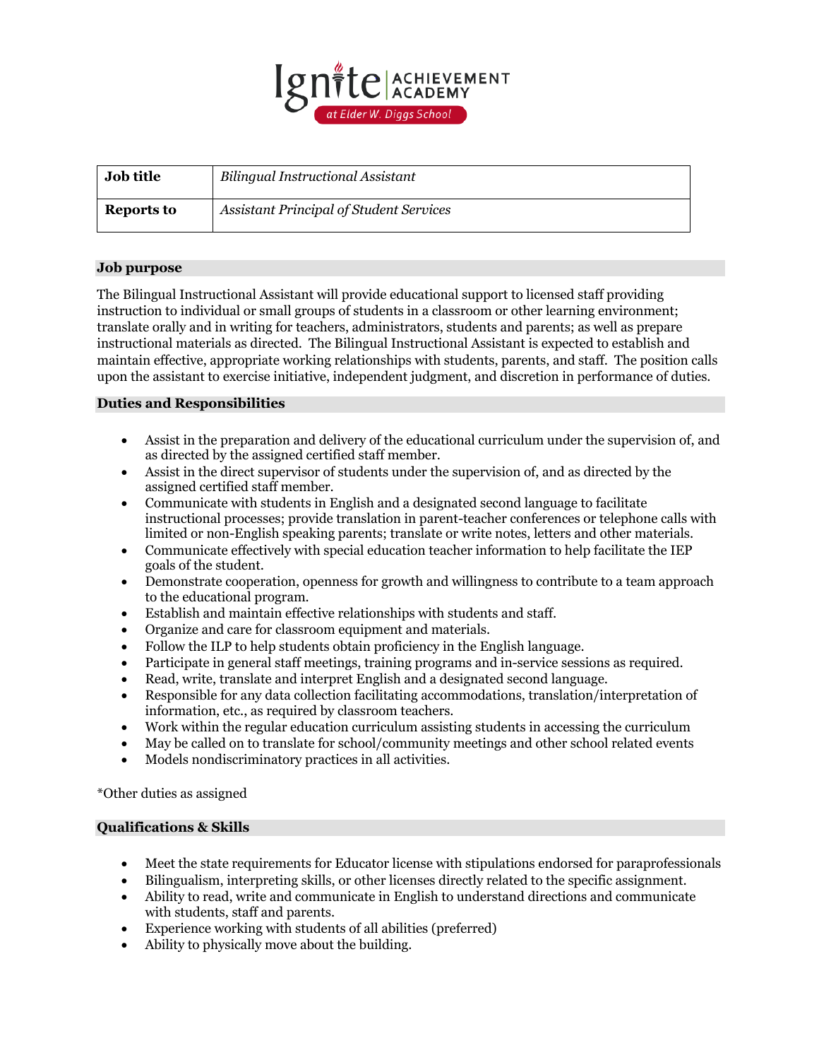Ignite | ACHIEVEMENT ACADEMY at Elder W. Diggs School

| Job title | *Bilingual Instructional Assistant* |
|---|---|
| Reports to | *Assistant Principal of Student Services* |

## Job purpose

The Bilingual Instructional Assistant will provide educational support to licensed staff providing instruction to individual or small groups of students in a classroom or other learning environment; translate orally and in writing for teachers, administrators, students and parents; as well as prepare instructional materials as directed. The Bilingual Instructional Assistant is expected to establish and maintain effective, appropriate working relationships with students, parents, and staff. The position calls upon the assistant to exercise initiative, independent judgment, and discretion in performance of duties.

## Duties and Responsibilities

- Assist in the preparation and delivery of the educational curriculum under the supervision of, and as directed by the assigned certified staff member.
- Assist in the direct supervisor of students under the supervision of, and as directed by the assigned certified staff member.
- Communicate with students in English and a designated second language to facilitate instructional processes; provide translation in parent-teacher conferences or telephone calls with limited or non-English speaking parents; translate or write notes, letters and other materials.
- Communicate effectively with special education teacher information to help facilitate the IEP goals of the student.
- Demonstrate cooperation, openness for growth and willingness to contribute to a team approach to the educational program.
- Establish and maintain effective relationships with students and staff.
- Organize and care for classroom equipment and materials.
- Follow the ILP to help students obtain proficiency in the English language.
- Participate in general staff meetings, training programs and in-service sessions as required.
- Read, write, translate and interpret English and a designated second language.
- Responsible for any data collection facilitating accommodations, translation/interpretation of information, etc., as required by classroom teachers.
- Work within the regular education curriculum assisting students in accessing the curriculum
- May be called on to translate for school/community meetings and other school related events
- Models nondiscriminatory practices in all activities.

*Other duties as assigned

## Qualifications & Skills

- Meet the state requirements for Educator license with stipulations endorsed for paraprofessionals
- Bilingualism, interpreting skills, or other licenses directly related to the specific assignment.
- Ability to read, write and communicate in English to understand directions and communicate with students, staff and parents.
- Experience working with students of all abilities (preferred)
- Ability to physically move about the building.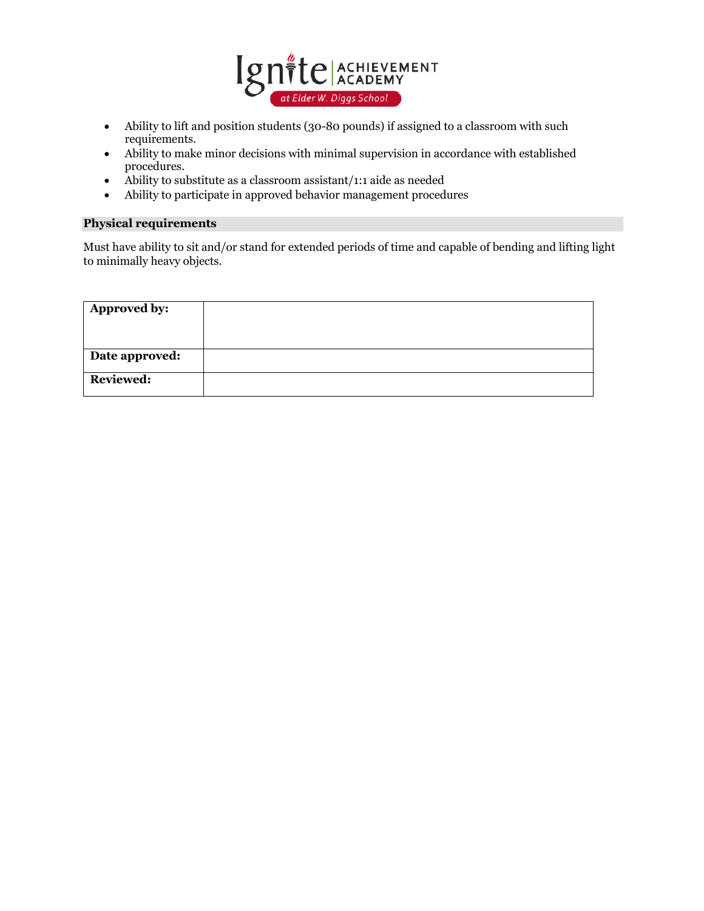- Ability to lift and position students (30-80 pounds) if assigned to a classroom with such requirements.
- Ability to make minor decisions with minimal supervision in accordance with established procedures.
- Ability to substitute as a classroom assistant/1:1 aide as needed
- Ability to participate in approved behavior management procedures

## Physical requirements

Must have ability to sit and/or stand for extended periods of time and capable of bending and lifting light to minimally heavy objects.

| | |
|---|---|
| **Approved by:** | |
| **Date approved:** | |
| **Reviewed:** | |